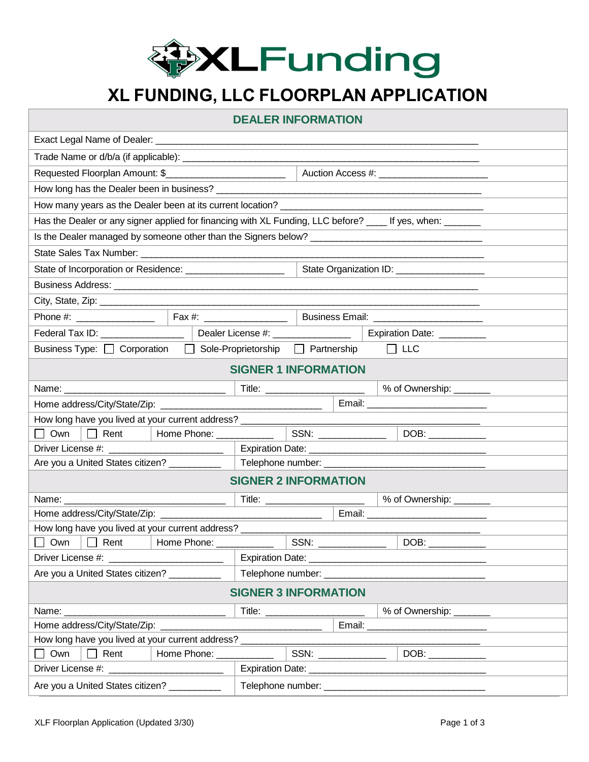# XLFunding

# XL FUNDING, LLC FLOORPLAN APPLICATION

## DEALER INFORMATION

Exact Legal Name of Dealer: ___________________________________________________________

Trade Name or d/b/a (if applicable): _____________________________________________________

Requested Floorplan Amount: $_______________________ | Auction Access #: ____________________

How long has the Dealer been in business? _________________________________________________

How many years as the Dealer been at its current location? ____________________________________

Has the Dealer or any signer applied for financing with XL Funding, LLC before? ____ If yes, when: _______

Is the Dealer managed by someone other than the Signers below? ______________________________

State Sales Tax Number: ______________________________________________________________

State of Incorporation or Residence: __________________ | State Organization ID: ________________

Business Address: _________________________________________________________________

City, State, Zip: ___________________________________________________________________

Phone #: ______________ | Fax #: _______________ | Business Email: ____________________

Federal Tax ID: _______________ | Dealer License #: ______________ | Expiration Date: _________

Business Type: ☐ Corporation ☐ Sole-Proprietorship ☐ Partnership ☐ LLC

## SIGNER 1 INFORMATION

Name: ______________________________ | Title: __________________ | % of Ownership: _______

Home address/City/State/Zip: ______________________________ | Email: ______________________

How long have you lived at your current address? ___________________________________________

☐ Own | ☐ Rent | Home Phone: __________ | SSN: ____________ | DOB: __________

Driver License #: _____________________ | Expiration Date: _________________________________

Are you a United States citizen? _________ | Telephone number: ______________________________

## SIGNER 2 INFORMATION

Name: ______________________________ | Title: __________________ | % of Ownership: _______

Home address/City/State/Zip: ______________________________ | Email: ______________________

How long have you lived at your current address? ___________________________________________

☐ Own | ☐ Rent | Home Phone: __________ | SSN: ____________ | DOB: __________

Driver License #: _____________________ | Expiration Date: _________________________________

Are you a United States citizen? _________ | Telephone number: ______________________________

## SIGNER 3 INFORMATION

Name: ______________________________ | Title: __________________ | % of Ownership: _______

Home address/City/State/Zip: ______________________________ | Email: ______________________

How long have you lived at your current address? ___________________________________________

☐ Own | ☐ Rent | Home Phone: __________ | SSN: ____________ | DOB: __________

Driver License #: _____________________ | Expiration Date: _________________________________

Are you a United States citizen? _________ | Telephone number: ______________________________

XLF Floorplan Application (Updated 3/30)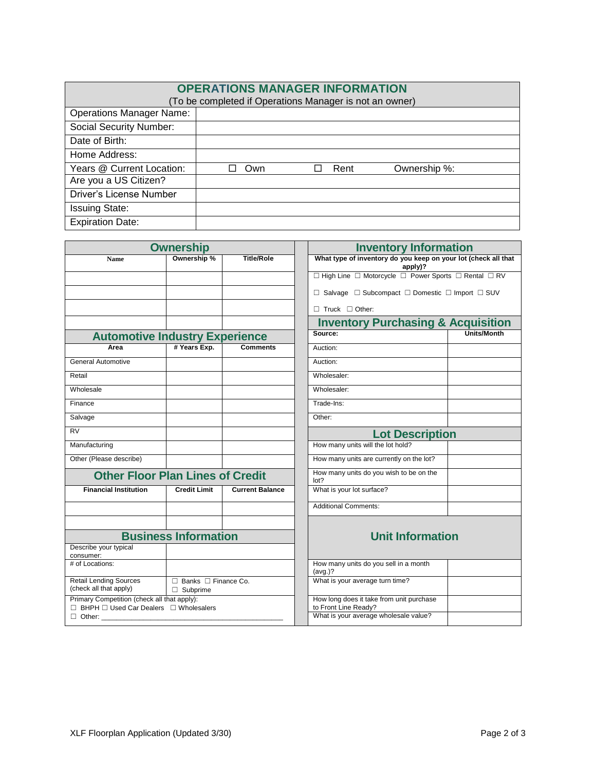## OPERATIONS MANAGER INFORMATION

(To be completed if Operations Manager is not an owner)

| | | | |
|---|---|---|---|
| Operations Manager Name: | | | |
| Social Security Number: | | | |
| Date of Birth: | | | |
| Home Address: | | | |
| Years @ Current Location: | ☐ Own | ☐ Rent | Ownership %: |
| Are you a US Citizen? | | | |
| Driver's License Number | | | |
| Issuing State: | | | |
| Expiration Date: | | | |

## Ownership

| Name | Ownership % | Title/Role |
|---|---|---|
| | | |
| | | |
| | | |
| | | |

## Automotive Industry Experience

| Area | # Years Exp. | Comments |
|---|---|---|
| General Automotive | | |
| Retail | | |
| Wholesale | | |
| Finance | | |
| Salvage | | |
| RV | | |
| Manufacturing | | |
| Other (Please describe) | | |

## Other Floor Plan Lines of Credit

| Financial Institution | Credit Limit | Current Balance |
|---|---|---|
| | | |
| | | |

## Business Information

| | |
|---|---|
| Describe your typical consumer: | |
| # of Locations: | |
| Retail Lending Sources (check all that apply) | ☐ Banks ☐ Finance Co. ☐ Subprime |

Primary Competition (check all that apply):
☐ BHPH ☐ Used Car Dealers ☐ Wholesalers
☐ Other: ______________________________

## Inventory Information

**What type of inventory do you keep on your lot (check all that apply)?**

☐ High Line ☐ Motorcycle ☐ Power Sports ☐ Rental ☐ RV

☐ Salvage ☐ Subcompact ☐ Domestic ☐ Import ☐ SUV

☐ Truck ☐ Other:

## Inventory Purchasing & Acquisition

| Source: | Units/Month |
|---|---|
| Auction: | |
| Auction: | |
| Wholesaler: | |
| Wholesaler: | |
| Trade-Ins: | |
| Other: | |

## Lot Description

| | |
|---|---|
| How many units will the lot hold? | |
| How many units are currently on the lot? | |
| How many units do you wish to be on the lot? | |
| What is your lot surface? | |
| Additional Comments: | |

## Unit Information

| | |
|---|---|
| How many units do you sell in a month (avg.)? | |
| What is your average turn time? | |
| How long does it take from unit purchase to Front Line Ready? | |
| What is your average wholesale value? | |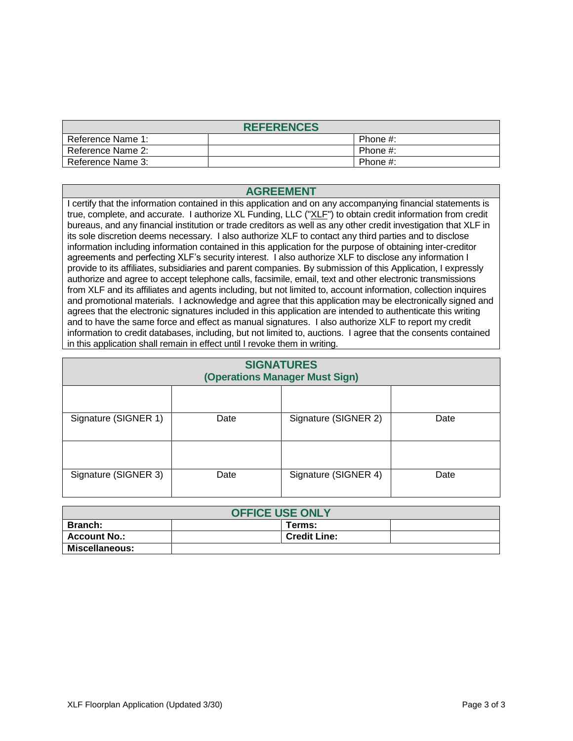## REFERENCES

| | | | |
|---|---|---|---|
| Reference Name 1: | | Phone #: | |
| Reference Name 2: | | Phone #: | |
| Reference Name 3: | | Phone #: | |

## AGREEMENT

I certify that the information contained in this application and on any accompanying financial statements is true, complete, and accurate. I authorize XL Funding, LLC ("XLF") to obtain credit information from credit bureaus, and any financial institution or trade creditors as well as any other credit investigation that XLF in its sole discretion deems necessary. I also authorize XLF to contact any third parties and to disclose information including information contained in this application for the purpose of obtaining inter-creditor agreements and perfecting XLF's security interest. I also authorize XLF to disclose any information I provide to its affiliates, subsidiaries and parent companies. By submission of this Application, I expressly authorize and agree to accept telephone calls, facsimile, email, text and other electronic transmissions from XLF and its affiliates and agents including, but not limited to, account information, collection inquires and promotional materials. I acknowledge and agree that this application may be electronically signed and agrees that the electronic signatures included in this application are intended to authenticate this writing and to have the same force and effect as manual signatures. I also authorize XLF to report my credit information to credit databases, including, but not limited to, auctions. I agree that the consents contained in this application shall remain in effect until I revoke them in writing.

## SIGNATURES
**(Operations Manager Must Sign)**

| | | | |
|---|---|---|---|
| | | | |
| Signature (SIGNER 1) | Date | Signature (SIGNER 2) | Date |
| | | | |
| Signature (SIGNER 3) | Date | Signature (SIGNER 4) | Date |

## OFFICE USE ONLY

| | | | |
|---|---|---|---|
| **Branch:** | | **Terms:** | |
| **Account No.:** | | **Credit Line:** | |
| **Miscellaneous:** | | | |